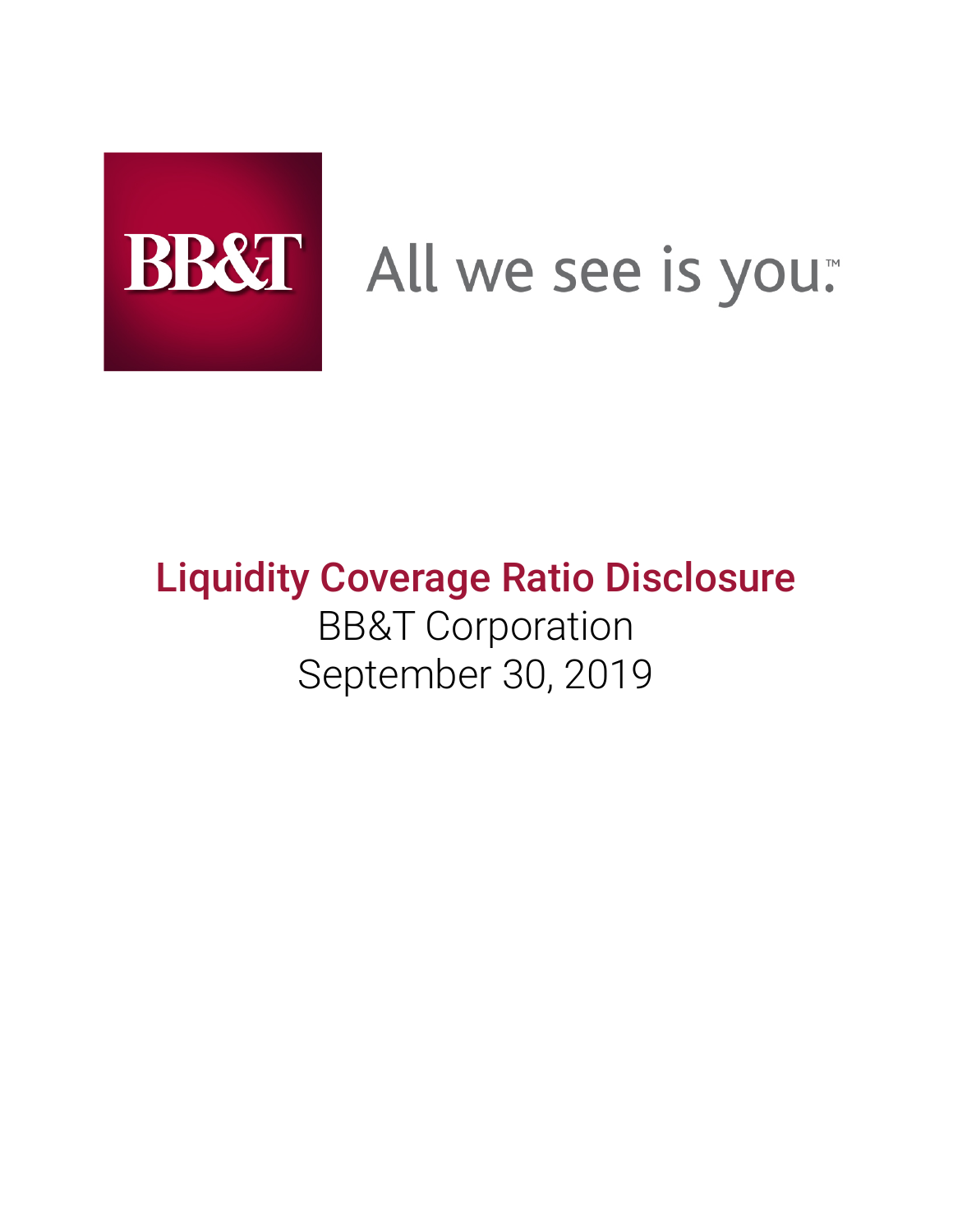BB&T All we see is you.™

# Liquidity Coverage Ratio Disclosure

BB&T Corporation

September 30, 2019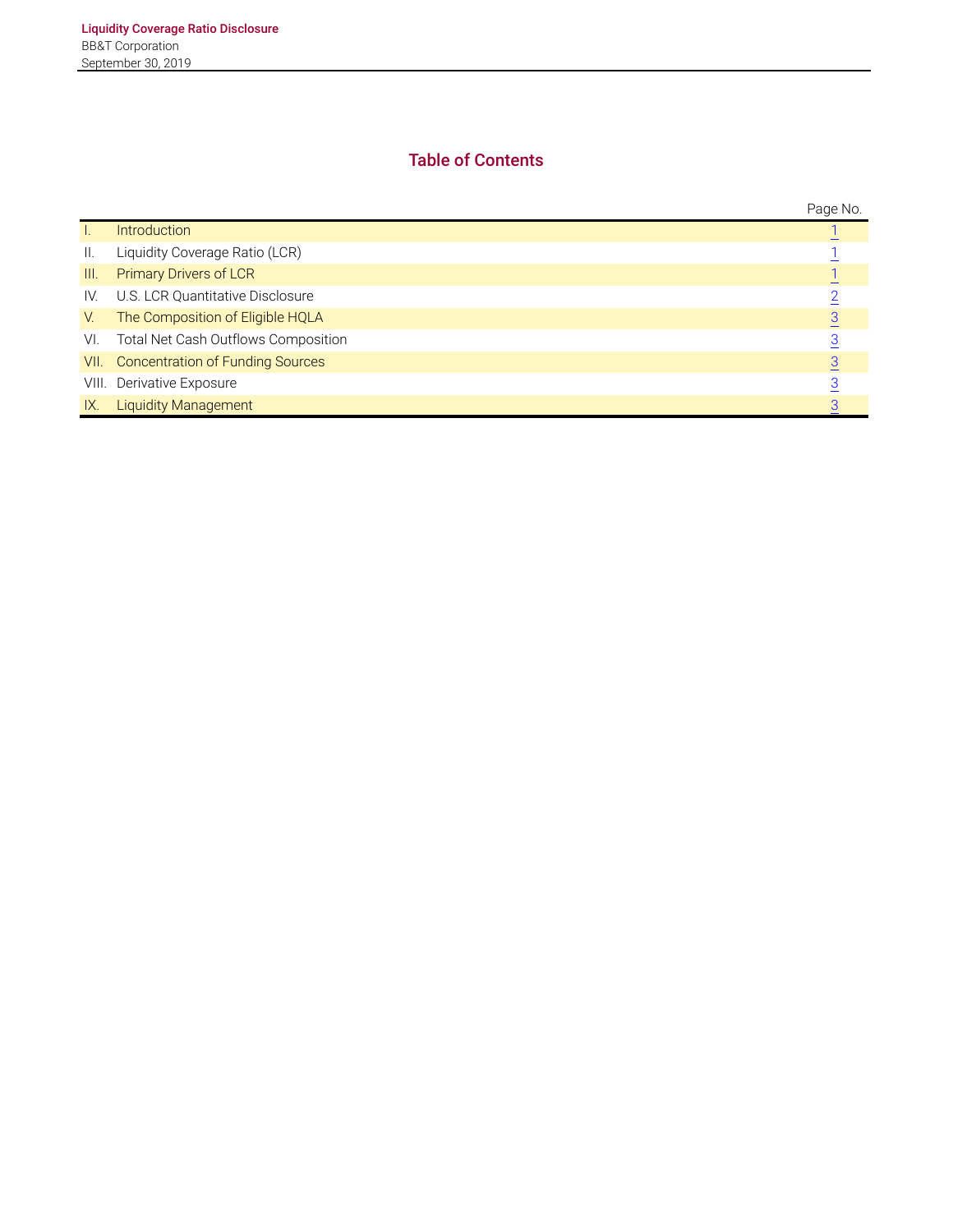# Table of Contents

| | | Page No. |
|---|---|---|
| I. | Introduction | 1 |
| II. | Liquidity Coverage Ratio (LCR) | 1 |
| III. | Primary Drivers of LCR | 1 |
| IV. | U.S. LCR Quantitative Disclosure | 2 |
| V. | The Composition of Eligible HQLA | 3 |
| VI. | Total Net Cash Outflows Composition | 3 |
| VII. | Concentration of Funding Sources | 3 |
| VIII. | Derivative Exposure | 3 |
| IX. | Liquidity Management | 3 |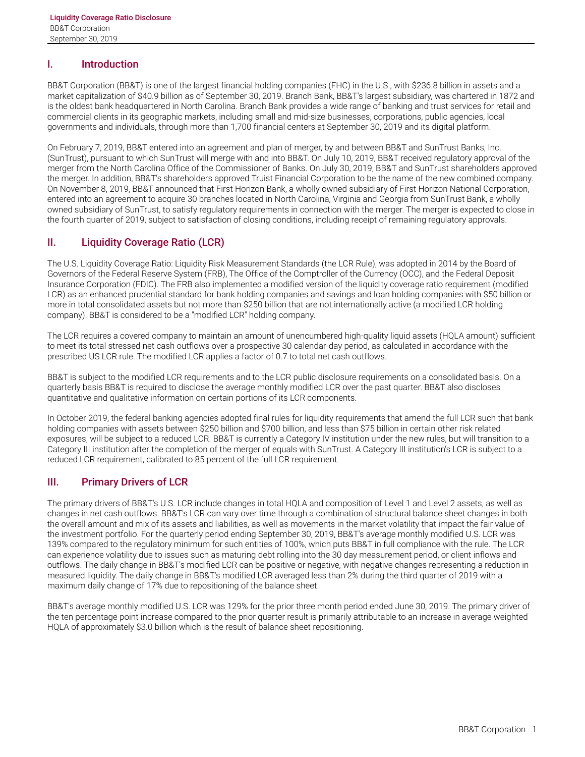## I. Introduction

BB&T Corporation (BB&T) is one of the largest financial holding companies (FHC) in the U.S., with $236.8 billion in assets and a market capitalization of $40.9 billion as of September 30, 2019. Branch Bank, BB&T's largest subsidiary, was chartered in 1872 and is the oldest bank headquartered in North Carolina. Branch Bank provides a wide range of banking and trust services for retail and commercial clients in its geographic markets, including small and mid-size businesses, corporations, public agencies, local governments and individuals, through more than 1,700 financial centers at September 30, 2019 and its digital platform.

On February 7, 2019, BB&T entered into an agreement and plan of merger, by and between BB&T and SunTrust Banks, Inc. (SunTrust), pursuant to which SunTrust will merge with and into BB&T. On July 10, 2019, BB&T received regulatory approval of the merger from the North Carolina Office of the Commissioner of Banks. On July 30, 2019, BB&T and SunTrust shareholders approved the merger. In addition, BB&T's shareholders approved Truist Financial Corporation to be the name of the new combined company. On November 8, 2019, BB&T announced that First Horizon Bank, a wholly owned subsidiary of First Horizon National Corporation, entered into an agreement to acquire 30 branches located in North Carolina, Virginia and Georgia from SunTrust Bank, a wholly owned subsidiary of SunTrust, to satisfy regulatory requirements in connection with the merger. The merger is expected to close in the fourth quarter of 2019, subject to satisfaction of closing conditions, including receipt of remaining regulatory approvals.

## II. Liquidity Coverage Ratio (LCR)

The U.S. Liquidity Coverage Ratio: Liquidity Risk Measurement Standards (the LCR Rule), was adopted in 2014 by the Board of Governors of the Federal Reserve System (FRB), The Office of the Comptroller of the Currency (OCC), and the Federal Deposit Insurance Corporation (FDIC). The FRB also implemented a modified version of the liquidity coverage ratio requirement (modified LCR) as an enhanced prudential standard for bank holding companies and savings and loan holding companies with $50 billion or more in total consolidated assets but not more than $250 billion that are not internationally active (a modified LCR holding company). BB&T is considered to be a "modified LCR" holding company.

The LCR requires a covered company to maintain an amount of unencumbered high-quality liquid assets (HQLA amount) sufficient to meet its total stressed net cash outflows over a prospective 30 calendar-day period, as calculated in accordance with the prescribed US LCR rule. The modified LCR applies a factor of 0.7 to total net cash outflows.

BB&T is subject to the modified LCR requirements and to the LCR public disclosure requirements on a consolidated basis. On a quarterly basis BB&T is required to disclose the average monthly modified LCR over the past quarter. BB&T also discloses quantitative and qualitative information on certain portions of its LCR components.

In October 2019, the federal banking agencies adopted final rules for liquidity requirements that amend the full LCR such that bank holding companies with assets between $250 billion and $700 billion, and less than $75 billion in certain other risk related exposures, will be subject to a reduced LCR. BB&T is currently a Category IV institution under the new rules, but will transition to a Category III institution after the completion of the merger of equals with SunTrust. A Category III institution's LCR is subject to a reduced LCR requirement, calibrated to 85 percent of the full LCR requirement.

## III. Primary Drivers of LCR

The primary drivers of BB&T's U.S. LCR include changes in total HQLA and composition of Level 1 and Level 2 assets, as well as changes in net cash outflows. BB&T's LCR can vary over time through a combination of structural balance sheet changes in both the overall amount and mix of its assets and liabilities, as well as movements in the market volatility that impact the fair value of the investment portfolio. For the quarterly period ending September 30, 2019, BB&T's average monthly modified U.S. LCR was 139% compared to the regulatory minimum for such entities of 100%, which puts BB&T in full compliance with the rule. The LCR can experience volatility due to issues such as maturing debt rolling into the 30 day measurement period, or client inflows and outflows. The daily change in BB&T's modified LCR can be positive or negative, with negative changes representing a reduction in measured liquidity. The daily change in BB&T's modified LCR averaged less than 2% during the third quarter of 2019 with a maximum daily change of 17% due to repositioning of the balance sheet.

BB&T's average monthly modified U.S. LCR was 129% for the prior three month period ended June 30, 2019. The primary driver of the ten percentage point increase compared to the prior quarter result is primarily attributable to an increase in average weighted HQLA of approximately $3.0 billion which is the result of balance sheet repositioning.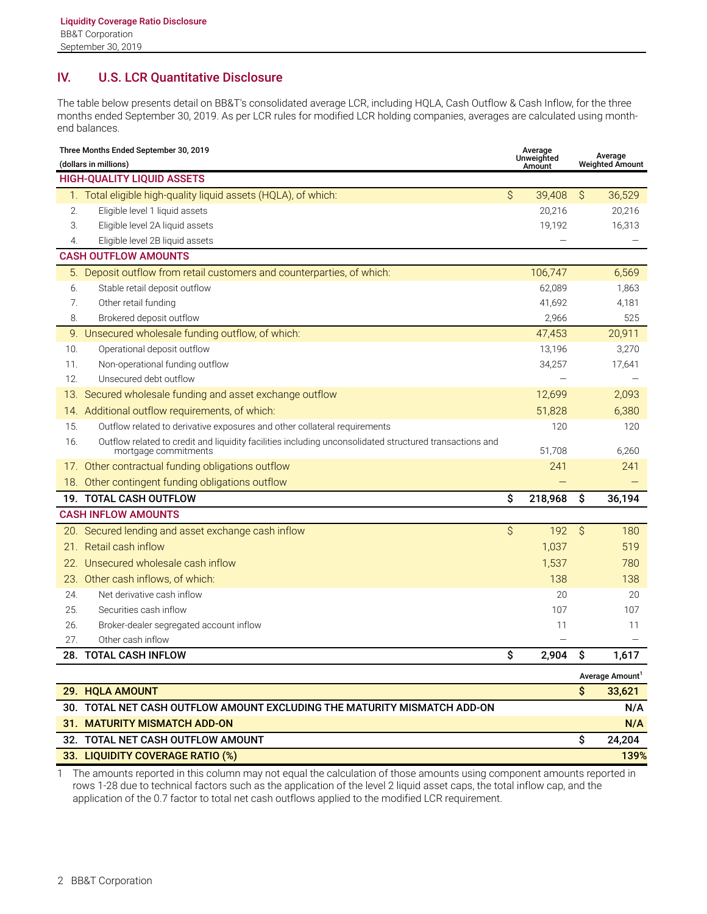## IV. U.S. LCR Quantitative Disclosure

The table below presents detail on BB&T's consolidated average LCR, including HQLA, Cash Outflow & Cash Inflow, for the three months ended September 30, 2019. As per LCR rules for modified LCR holding companies, averages are calculated using month-end balances.

| Three Months Ended September 30, 2019 (dollars in millions) | Average Unweighted Amount | Average Weighted Amount |
|---|---|---|
| **HIGH-QUALITY LIQUID ASSETS** | | |
| 1. Total eligible high-quality liquid assets (HQLA), of which: | $ 39,408 | $ 36,529 |
| 2. Eligible level 1 liquid assets | 20,216 | 20,216 |
| 3. Eligible level 2A liquid assets | 19,192 | 16,313 |
| 4. Eligible level 2B liquid assets | — | — |
| **CASH OUTFLOW AMOUNTS** | | |
| 5. Deposit outflow from retail customers and counterparties, of which: | 106,747 | 6,569 |
| 6. Stable retail deposit outflow | 62,089 | 1,863 |
| 7. Other retail funding | 41,692 | 4,181 |
| 8. Brokered deposit outflow | 2,966 | 525 |
| 9. Unsecured wholesale funding outflow, of which: | 47,453 | 20,911 |
| 10. Operational deposit outflow | 13,196 | 3,270 |
| 11. Non-operational funding outflow | 34,257 | 17,641 |
| 12. Unsecured debt outflow | — | — |
| 13. Secured wholesale funding and asset exchange outflow | 12,699 | 2,093 |
| 14. Additional outflow requirements, of which: | 51,828 | 6,380 |
| 15. Outflow related to derivative exposures and other collateral requirements | 120 | 120 |
| 16. Outflow related to credit and liquidity facilities including unconsolidated structured transactions and mortgage commitments | 51,708 | 6,260 |
| 17. Other contractual funding obligations outflow | 241 | 241 |
| 18. Other contingent funding obligations outflow | — | — |
| **19. TOTAL CASH OUTFLOW** | **$ 218,968** | **$ 36,194** |
| **CASH INFLOW AMOUNTS** | | |
| 20. Secured lending and asset exchange cash inflow | $ 192 | $ 180 |
| 21. Retail cash inflow | 1,037 | 519 |
| 22. Unsecured wholesale cash inflow | 1,537 | 780 |
| 23. Other cash inflows, of which: | 138 | 138 |
| 24. Net derivative cash inflow | 20 | 20 |
| 25. Securities cash inflow | 107 | 107 |
| 26. Broker-dealer segregated account inflow | 11 | 11 |
| 27. Other cash inflow | — | — |
| **28. TOTAL CASH INFLOW** | **$ 2,904** | **$ 1,617** |

| | Average Amount[1] |
|---|---|
| **29. HQLA AMOUNT** | **$ 33,621** |
| **30. TOTAL NET CASH OUTFLOW AMOUNT EXCLUDING THE MATURITY MISMATCH ADD-ON** | **N/A** |
| **31. MATURITY MISMATCH ADD-ON** | **N/A** |
| **32. TOTAL NET CASH OUTFLOW AMOUNT** | **$ 24,204** |
| **33. LIQUIDITY COVERAGE RATIO (%)** | **139%** |

1 The amounts reported in this column may not equal the calculation of those amounts using component amounts reported in rows 1-28 due to technical factors such as the application of the level 2 liquid asset caps, the total inflow cap, and the application of the 0.7 factor to total net cash outflows applied to the modified LCR requirement.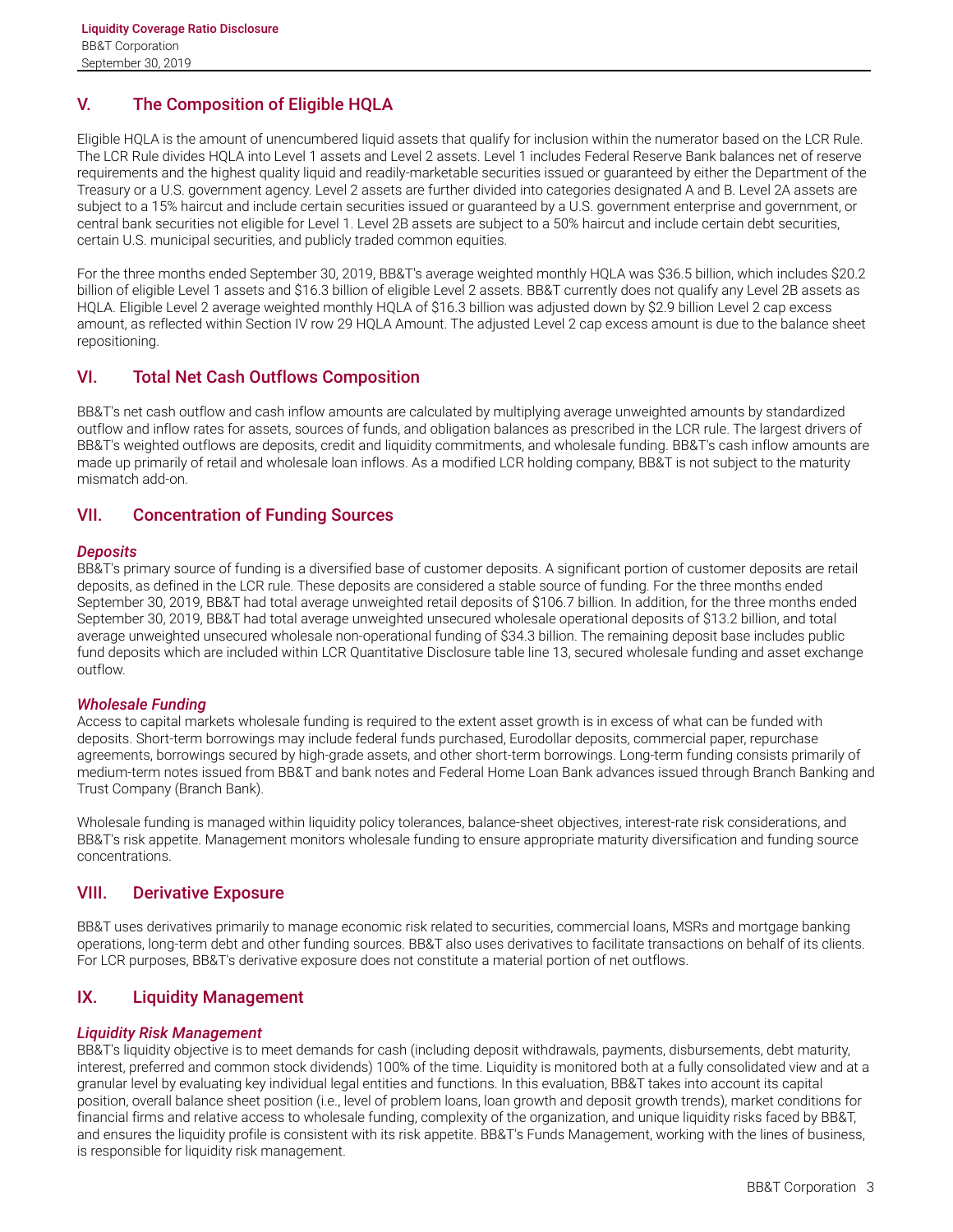## V. The Composition of Eligible HQLA

Eligible HQLA is the amount of unencumbered liquid assets that qualify for inclusion within the numerator based on the LCR Rule. The LCR Rule divides HQLA into Level 1 assets and Level 2 assets. Level 1 includes Federal Reserve Bank balances net of reserve requirements and the highest quality liquid and readily-marketable securities issued or guaranteed by either the Department of the Treasury or a U.S. government agency. Level 2 assets are further divided into categories designated A and B. Level 2A assets are subject to a 15% haircut and include certain securities issued or guaranteed by a U.S. government enterprise and government, or central bank securities not eligible for Level 1. Level 2B assets are subject to a 50% haircut and include certain debt securities, certain U.S. municipal securities, and publicly traded common equities.

For the three months ended September 30, 2019, BB&T's average weighted monthly HQLA was $36.5 billion, which includes $20.2 billion of eligible Level 1 assets and $16.3 billion of eligible Level 2 assets. BB&T currently does not qualify any Level 2B assets as HQLA. Eligible Level 2 average weighted monthly HQLA of $16.3 billion was adjusted down by $2.9 billion Level 2 cap excess amount, as reflected within Section IV row 29 HQLA Amount. The adjusted Level 2 cap excess amount is due to the balance sheet repositioning.

## VI. Total Net Cash Outflows Composition

BB&T's net cash outflow and cash inflow amounts are calculated by multiplying average unweighted amounts by standardized outflow and inflow rates for assets, sources of funds, and obligation balances as prescribed in the LCR rule. The largest drivers of BB&T's weighted outflows are deposits, credit and liquidity commitments, and wholesale funding. BB&T's cash inflow amounts are made up primarily of retail and wholesale loan inflows. As a modified LCR holding company, BB&T is not subject to the maturity mismatch add-on.

## VII. Concentration of Funding Sources

### *Deposits*

BB&T's primary source of funding is a diversified base of customer deposits. A significant portion of customer deposits are retail deposits, as defined in the LCR rule. These deposits are considered a stable source of funding. For the three months ended September 30, 2019, BB&T had total average unweighted retail deposits of $106.7 billion. In addition, for the three months ended September 30, 2019, BB&T had total average unweighted unsecured wholesale operational deposits of $13.2 billion, and total average unweighted unsecured wholesale non-operational funding of $34.3 billion. The remaining deposit base includes public fund deposits which are included within LCR Quantitative Disclosure table line 13, secured wholesale funding and asset exchange outflow.

### *Wholesale Funding*

Access to capital markets wholesale funding is required to the extent asset growth is in excess of what can be funded with deposits. Short-term borrowings may include federal funds purchased, Eurodollar deposits, commercial paper, repurchase agreements, borrowings secured by high-grade assets, and other short-term borrowings. Long-term funding consists primarily of medium-term notes issued from BB&T and bank notes and Federal Home Loan Bank advances issued through Branch Banking and Trust Company (Branch Bank).

Wholesale funding is managed within liquidity policy tolerances, balance-sheet objectives, interest-rate risk considerations, and BB&T's risk appetite. Management monitors wholesale funding to ensure appropriate maturity diversification and funding source concentrations.

## VIII. Derivative Exposure

BB&T uses derivatives primarily to manage economic risk related to securities, commercial loans, MSRs and mortgage banking operations, long-term debt and other funding sources. BB&T also uses derivatives to facilitate transactions on behalf of its clients. For LCR purposes, BB&T's derivative exposure does not constitute a material portion of net outflows.

## IX. Liquidity Management

### *Liquidity Risk Management*

BB&T's liquidity objective is to meet demands for cash (including deposit withdrawals, payments, disbursements, debt maturity, interest, preferred and common stock dividends) 100% of the time. Liquidity is monitored both at a fully consolidated view and at a granular level by evaluating key individual legal entities and functions. In this evaluation, BB&T takes into account its capital position, overall balance sheet position (i.e., level of problem loans, loan growth and deposit growth trends), market conditions for financial firms and relative access to wholesale funding, complexity of the organization, and unique liquidity risks faced by BB&T, and ensures the liquidity profile is consistent with its risk appetite. BB&T's Funds Management, working with the lines of business, is responsible for liquidity risk management.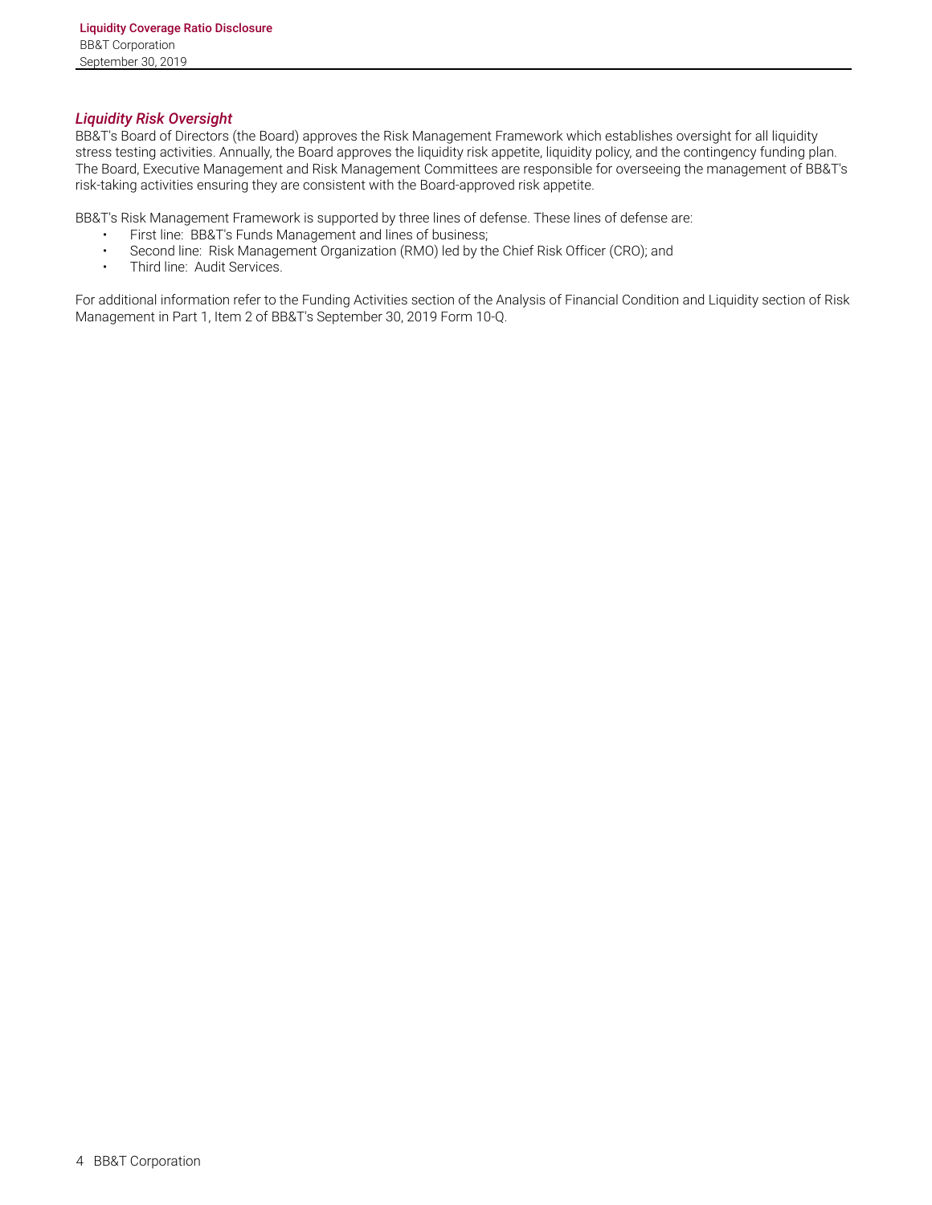### *Liquidity Risk Oversight*

BB&T's Board of Directors (the Board) approves the Risk Management Framework which establishes oversight for all liquidity stress testing activities. Annually, the Board approves the liquidity risk appetite, liquidity policy, and the contingency funding plan. The Board, Executive Management and Risk Management Committees are responsible for overseeing the management of BB&T's risk-taking activities ensuring they are consistent with the Board-approved risk appetite.

BB&T's Risk Management Framework is supported by three lines of defense. These lines of defense are:

- First line: BB&T's Funds Management and lines of business;
- Second line: Risk Management Organization (RMO) led by the Chief Risk Officer (CRO); and
- Third line: Audit Services.

For additional information refer to the Funding Activities section of the Analysis of Financial Condition and Liquidity section of Risk Management in Part 1, Item 2 of BB&T's September 30, 2019 Form 10-Q.